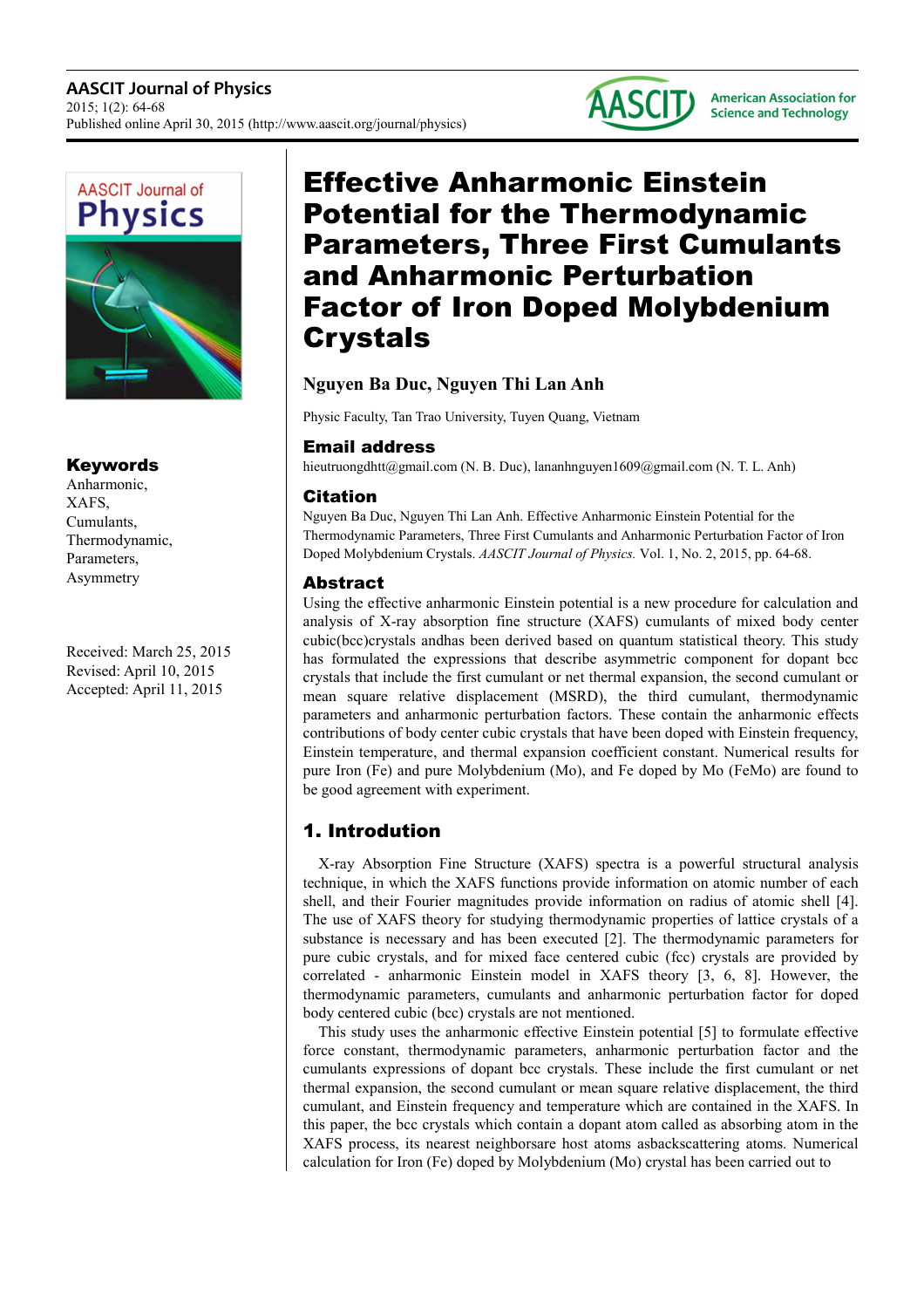# Effective Anharmonic Einstein Potential for the Thermodynamic Parameters, Three First Cumulants and Anharmonic Perturbation Factor of Iron Doped Molybdenium Crystals

**Nguyen Ba Duc, Nguyen Thi Lan Anh**

Physic Faculty, Tan Trao University, Tuyen Quang, Vietnam

## Email address

hieutruongdhtt@gmail.com (N. B. Duc), lananhnguyen1609@gmail.com (N. T. L. Anh)

## Citation

Nguyen Ba Duc, Nguyen Thi Lan Anh. Effective Anharmonic Einstein Potential for the Thermodynamic Parameters, Three First Cumulants and Anharmonic Perturbation Factor of Iron Doped Molybdenium Crystals. *AASCIT Journal of Physics.* Vol. 1, No. 2, 2015, pp. 64-68.

## Keywords

Anharmonic,
XAFS,
Cumulants,
Thermodynamic,
Parameters,
Asymmetry

Received: March 25, 2015
Revised: April 10, 2015
Accepted: April 11, 2015

## Abstract

Using the effective anharmonic Einstein potential is a new procedure for calculation and analysis of X-ray absorption fine structure (XAFS) cumulants of mixed body center cubic(bcc)crystals andhas been derived based on quantum statistical theory. This study has formulated the expressions that describe asymmetric component for dopant bcc crystals that include the first cumulant or net thermal expansion, the second cumulant or mean square relative displacement (MSRD), the third cumulant, thermodynamic parameters and anharmonic perturbation factors. These contain the anharmonic effects contributions of body center cubic crystals that have been doped with Einstein frequency, Einstein temperature, and thermal expansion coefficient constant. Numerical results for pure Iron (Fe) and pure Molybdenium (Mo), and Fe doped by Mo (FeMo) are found to be good agreement with experiment.

## 1. Introduction

X-ray Absorption Fine Structure (XAFS) spectra is a powerful structural analysis technique, in which the XAFS functions provide information on atomic number of each shell, and their Fourier magnitudes provide information on radius of atomic shell [4]. The use of XAFS theory for studying thermodynamic properties of lattice crystals of a substance is necessary and has been executed [2]. The thermodynamic parameters for pure cubic crystals, and for mixed face centered cubic (fcc) crystals are provided by correlated - anharmonic Einstein model in XAFS theory [3, 6, 8]. However, the thermodynamic parameters, cumulants and anharmonic perturbation factor for doped body centered cubic (bcc) crystals are not mentioned.

This study uses the anharmonic effective Einstein potential [5] to formulate effective force constant, thermodynamic parameters, anharmonic perturbation factor and the cumulants expressions of dopant bcc crystals. These include the first cumulant or net thermal expansion, the second cumulant or mean square relative displacement, the third cumulant, and Einstein frequency and temperature which are contained in the XAFS. In this paper, the bcc crystals which contain a dopant atom called as absorbing atom in the XAFS process, its nearest neighborsare host atoms asbackscattering atoms. Numerical calculation for Iron (Fe) doped by Molybdenium (Mo) crystal has been carried out to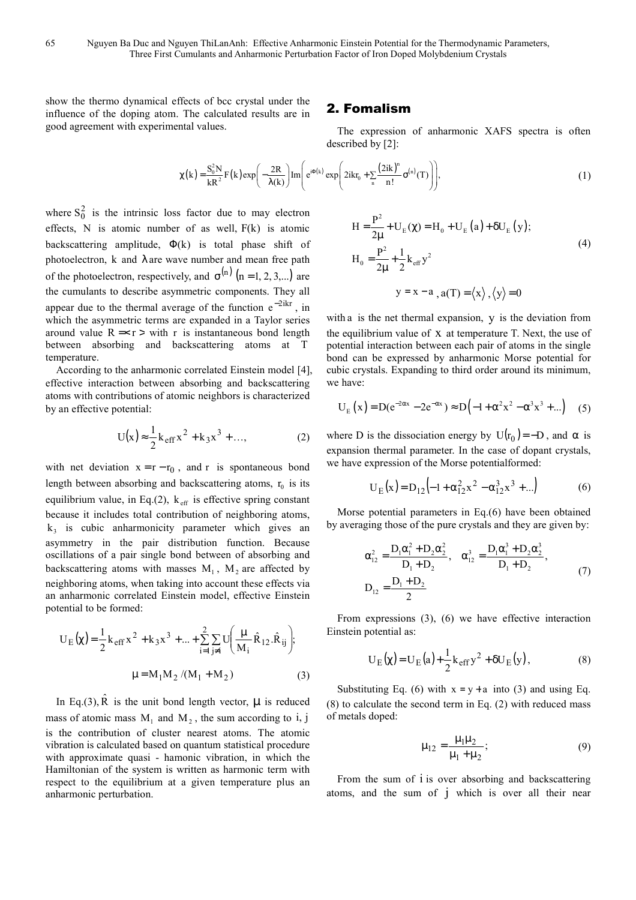show the thermo dynamical effects of bcc crystal under the influence of the doping atom. The calculated results are in good agreement with experimental values.

## 2. Fomalism

The expression of anharmonic XAFS spectra is often described by [2]:

$$\chi(k) = \frac{S_0^2 N}{kR^2} F(k) \exp\left(-\frac{2R}{\lambda(k)}\right) \mathrm{Im}\left(e^{i\Phi(k)} \exp\left(2ikr_0 + \sum_n \frac{(2ik)^n}{n!}\sigma^{(n)}(T)\right)\right), \tag{1}$$

where $S_0^2$ is the intrinsic loss factor due to may electron effects, N is atomic number of as well, F(k) is atomic backscattering amplitude, $\Phi(k)$ is total phase shift of photoelectron, k and $\lambda$ are wave number and mean free path of the photoelectron, respectively, and $\sigma^{(n)}$ $(n = 1, 2, 3, ...)$ are the cumulants to describe asymmetric components. They all appear due to the thermal average of the function $e^{-2ikr}$, in which the asymmetric terms are expanded in a Taylor series around value $R = \langle r \rangle$ with r is instantaneous bond length between absorbing and backscattering atoms at T temperature.

According to the anharmonic correlated Einstein model [4], effective interaction between absorbing and backscattering atoms with contributions of atomic neighbors is characterized by an effective potential:

$$U(x) \approx \frac{1}{2}k_{eff}x^2 + k_3 x^3 + \ldots, \tag{2}$$

with net deviation $x = r - r_0$, and r is spontaneous bond length between absorbing and backscattering atoms, $r_0$ is its equilibrium value, in Eq.(2), $k_{eff}$ is effective spring constant because it includes total contribution of neighboring atoms, $k_3$ is cubic anharmonicity parameter which gives an asymmetry in the pair distribution function. Because oscillations of a pair single bond between of absorbing and backscattering atoms with masses $M_1$, $M_2$ are affected by neighboring atoms, when taking into account these effects via an anharmonic correlated Einstein model, effective Einstein potential to be formed:

$$U_E(\chi) = \frac{1}{2}k_{eff}x^2 + k_3 x^3 + \ldots + \sum_{i=1}^{2}\sum_{j\neq i} U\left(\frac{\mu}{M_i}\hat{R}_{12}.\hat{R}_{ij}\right);$$

$$\mu = M_1 M_2/(M_1 + M_2) \tag{3}$$

In Eq.(3), $\hat{R}$ is the unit bond length vector, $\mu$ is reduced mass of atomic mass $M_1$ and $M_2$, the sum according to i, j is the contribution of cluster nearest atoms. The atomic vibration is calculated based on quantum statistical procedure with approximate quasi - hamonic vibration, in which the Hamiltonian of the system is written as harmonic term with respect to the equilibrium at a given temperature plus an anharmonic perturbation.

$$H = \frac{P^2}{2\mu} + U_E(\chi) = H_0 + U_E(a) + \delta U_E(y);$$
$$H_0 = \frac{P^2}{2\mu} + \frac{1}{2}k_{eff}y^2 \tag{4}$$
$$y = x - a,\ a(T) = \langle x \rangle,\ \langle y \rangle = 0$$

with a is the net thermal expansion, y is the deviation from the equilibrium value of x at temperature T. Next, the use of potential interaction between each pair of atoms in the single bond can be expressed by anharmonic Morse potential for cubic crystals. Expanding to third order around its minimum, we have:

$$U_E(x) = D(e^{-2\alpha x} - 2e^{-\alpha x}) \approx D\left(-1 + \alpha^2 x^2 - \alpha^3 x^3 + \ldots\right) \tag{5}$$

where D is the dissociation energy by $U(r_0) = -D$, and $\alpha$ is expansion thermal parameter. In the case of dopant crystals, we have expression of the Morse potentialformed:

$$U_E(x) = D_{12}\left(-1 + \alpha_{12}^2 x^2 - \alpha_{12}^3 x^3 + \ldots\right) \tag{6}$$

Morse potential parameters in Eq.(6) have been obtained by averaging those of the pure crystals and they are given by:

$$\alpha_{12}^2 = \frac{D_1\alpha_1^2 + D_2\alpha_2^2}{D_1 + D_2},\quad \alpha_{12}^3 = \frac{D_1\alpha_1^3 + D_2\alpha_2^3}{D_1 + D_2},$$
$$D_{12} = \frac{D_1 + D_2}{2} \tag{7}$$

From expressions (3), (6) we have effective interaction Einstein potential as:

$$U_E(\chi) = U_E(a) + \frac{1}{2}k_{eff}y^2 + \delta U_E(y), \tag{8}$$

Substituting Eq. (6) with $x = y + a$ into (3) and using Eq. (8) to calculate the second term in Eq. (2) with reduced mass of metals doped:

$$\mu_{12} = \frac{\mu_1\mu_2}{\mu_1 + \mu_2}; \tag{9}$$

From the sum of i is over absorbing and backscattering atoms, and the sum of j which is over all their near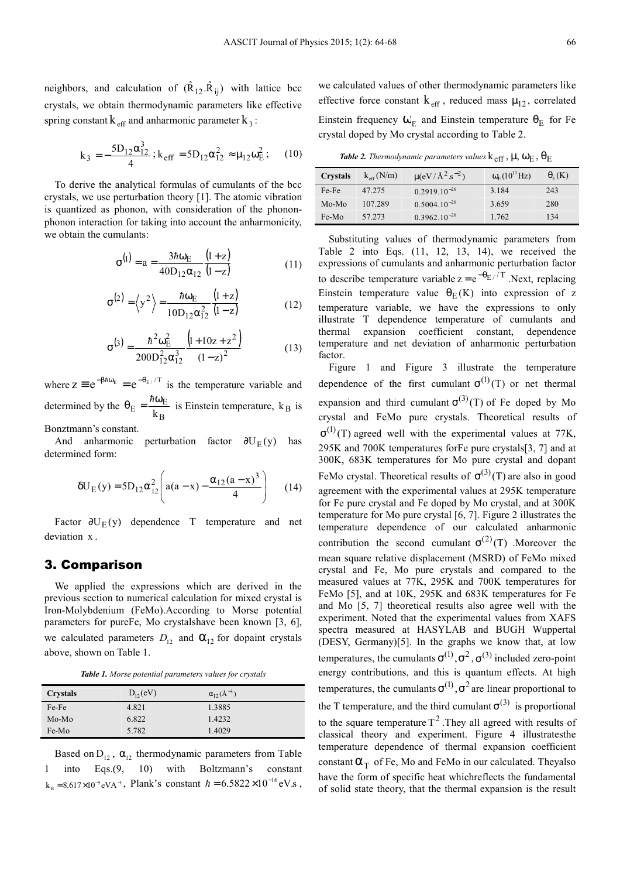neighbors, and calculation of $(\hat{R}_{12}.\hat{R}_{ij})$ with lattice bcc crystals, we obtain thermodynamic parameters like effective spring constant $k_{eff}$ and anharmonic parameter $k_3$:

$$k_3 = -\frac{5D_{12}\alpha_{12}^3}{4}\,;\, k_{eff} = 5D_{12}\alpha_{12}^2 \approx \mu_{12}\omega_E^2\,; \tag{10}$$

To derive the analytical formulas of cumulants of the bcc crystals, we use perturbation theory [1]. The atomic vibration is quantized as phonon, with consideration of the phonon-phonon interaction for taking into account the anharmonicity, we obtain the cumulants:

$$\sigma^{(1)} = a = \frac{3\hbar\omega_E}{40D_{12}\alpha_{12}}\frac{(1+z)}{(1-z)} \tag{11}$$

$$\sigma^{(2)} = \langle y^2 \rangle = \frac{\hbar\omega_E}{10D_{12}\alpha_{12}^2}\frac{(1+z)}{(1-z)} \tag{12}$$

$$\sigma^{(3)} = \frac{\hbar^2\omega_E^2}{200D_{12}^2\alpha_{12}^3}\frac{(1+10z+z^2)}{(1-z)^2} \tag{13}$$

where $z \equiv e^{-\beta\hbar\omega_E} = e^{-\theta_E/T}$ is the temperature variable and determined by the $\theta_E = \frac{\hbar\omega_E}{k_B}$ is Einstein temperature, $k_B$ is Bonztmann's constant.

And anharmonic perturbation factor $\partial U_E(y)$ has determined form:

$$\delta U_E(y) = 5D_{12}\alpha_{12}^2\left(a(a-x) - \frac{\alpha_{12}(a-x)^3}{4}\right) \tag{14}$$

Factor $\partial U_E(y)$ dependence T temperature and net deviation $x$.

## 3. Comparison

We applied the expressions which are derived in the previous section to numerical calculation for mixed crystal is Iron-Molybdenium (FeMo).According to Morse potential parameters for pureFe, Mo crystalshave been known [3, 6], we calculated parameters $D_{12}$ and $\alpha_{12}$ for dopaint crystals above, shown on Table 1.

***Table 1.*** *Morse potential parameters values for crystals*

| Crystals | $D_{12}$(eV) | $\alpha_{12}$(Å$^{-1}$) |
|---|---|---|
| Fe-Fe | 4.821 | 1.3885 |
| Mo-Mo | 6.822 | 1.4232 |
| Fe-Mo | 5.782 | 1.4029 |

Based on $D_{12}$, $\alpha_{12}$ thermodynamic parameters from Table 1 into Eqs.(9, 10) with Boltzmann's constant $k_B = 8.617\times10^{-5}$eVA$^{-1}$, Plank's constant $\hbar = 6.5822\times10^{-16}$eV.s, we calculated values of other thermodynamic parameters like effective force constant $k_{eff}$, reduced mass $\mu_{12}$, correlated Einstein frequency $\omega_E$ and Einstein temperature $\theta_E$ for Fe crystal doped by Mo crystal according to Table 2.

***Table 2.*** *Thermodynamic parameters values* $k_{eff}$, $\mu$, $\omega_E$, $\theta_E$

| Crystals | $k_{eff}$(N/m) | $\mu$(eV/Å$^2$.s$^{-2}$) | $\omega_E$($10^{13}$Hz) | $\theta_E$(K) |
|---|---|---|---|---|
| Fe-Fe | 47.275 | $0.2919.10^{-26}$ | 3.184 | 243 |
| Mo-Mo | 107.289 | $0.5004.10^{-26}$ | 3.659 | 280 |
| Fe-Mo | 57.273 | $0.3962.10^{-26}$ | 1.762 | 134 |

Substituting values of thermodynamic parameters from Table 2 into Eqs. (11, 12, 13, 14), we received the expressions of cumulants and anharmonic perturbation factor to describe temperature variable $z = e^{-\theta_E/T}$.Next, replacing Einstein temperature value $\theta_E$(K) into expression of z temperature variable, we have the expressions to only illustrate T dependence temperature of cumulants and thermal expansion coefficient constant, dependence temperature and net deviation of anharmonic perturbation factor.

Figure 1 and Figure 3 illustrate the temperature dependence of the first cumulant $\sigma^{(1)}(T)$ or net thermal expansion and third cumulant $\sigma^{(3)}(T)$ of Fe doped by Mo crystal and FeMo pure crystals. Theoretical results of $\sigma^{(1)}(T)$ agreed well with the experimental values at 77K, 295K and 700K temperatures forFe pure crystals[3, 7] and at 300K, 683K temperatures for Mo pure crystal and dopant FeMo crystal. Theoretical results of $\sigma^{(3)}(T)$ are also in good agreement with the experimental values at 295K temperature for Fe pure crystal and Fe doped by Mo crystal, and at 300K temperature for Mo pure crystal [6, 7]. Figure 2 illustrates the temperature dependence of our calculated anharmonic contribution the second cumulant $\sigma^{(2)}(T)$ .Moreover the mean square relative displacement (MSRD) of FeMo mixed crystal and Fe, Mo pure crystals and compared to the measured values at 77K, 295K and 700K temperatures for FeMo [5], and at 10K, 295K and 683K temperatures for Fe and Mo [5, 7] theoretical results also agree well with the experiment. Noted that the experimental values from XAFS spectra measured at HASYLAB and BUGH Wuppertal (DESY, Germany)[5]. In the graphs we know that, at low temperatures, the cumulants $\sigma^{(1)}, \sigma^2, \sigma^{(3)}$ included zero-point energy contributions, and this is quantum effects. At high temperatures, the cumulants $\sigma^{(1)}, \sigma^2$ are linear proportional to the T temperature, and the third cumulant $\sigma^{(3)}$ is proportional to the square temperature $T^2$ .They all agreed with results of classical theory and experiment. Figure 4 illustratesthe temperature dependence of thermal expansion coefficient constant $\alpha_T$ of Fe, Mo and FeMo in our calculated. Theyalso have the form of specific heat whichreflects the fundamental of solid state theory, that the thermal expansion is the result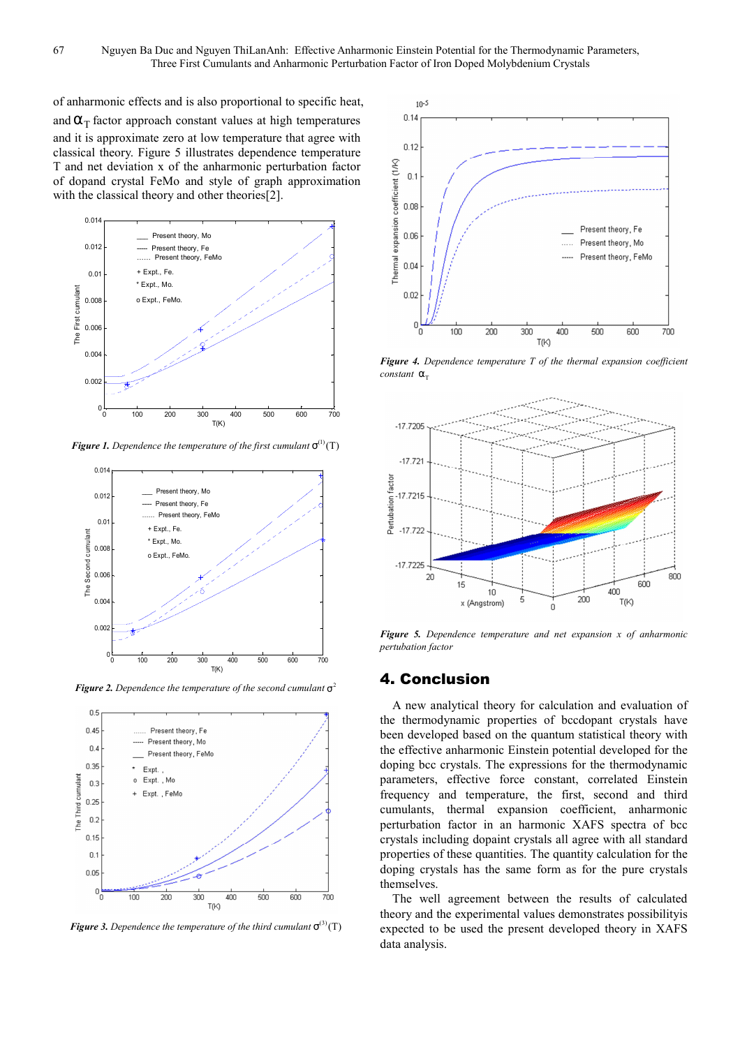of anharmonic effects and is also proportional to specific heat, and $\alpha_T$ factor approach constant values at high temperatures and it is approximate zero at low temperature that agree with classical theory. Figure 5 illustrates dependence temperature T and net deviation x of the anharmonic perturbation factor of dopand crystal FeMo and style of graph approximation with the classical theory and other theories[2].

**Figure 1.** *Dependence the temperature of the first cumulant* $\sigma^{(1)}(T)$

**Figure 2.** *Dependence the temperature of the second cumulant* $\sigma^2$

**Figure 3.** *Dependence the temperature of the third cumulant* $\sigma^{(3)}(T)$

**Figure 4.** *Dependence temperature T of the thermal expansion coefficient constant* $\alpha_T$

**Figure 5.** *Dependence temperature and net expansion x of anharmonic pertubation factor*

## 4. Conclusion

A new analytical theory for calculation and evaluation of the thermodynamic properties of bccdopant crystals have been developed based on the quantum statistical theory with the effective anharmonic Einstein potential developed for the doping bcc crystals. The expressions for the thermodynamic parameters, effective force constant, correlated Einstein frequency and temperature, the first, second and third cumulants, thermal expansion coefficient, anharmonic perturbation factor in an harmonic XAFS spectra of bcc crystals including dopaint crystals all agree with all standard properties of these quantities. The quantity calculation for the doping crystals has the same form as for the pure crystals themselves.

The well agreement between the results of calculated theory and the experimental values demonstrates possibilityis expected to be used the present developed theory in XAFS data analysis.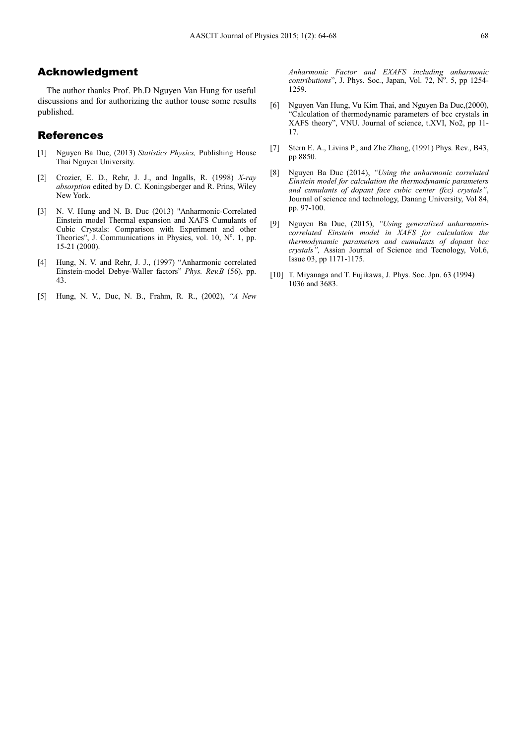## Acknowledgment

The author thanks Prof. Ph.D Nguyen Van Hung for useful discussions and for authorizing the author touse some results published.

## References

[1] Nguyen Ba Duc, (2013) *Statistics Physics,* Publishing House Thai Nguyen University.

[2] Crozier, E. D., Rehr, J. J., and Ingalls, R. (1998) *X-ray absorption* edited by D. C. Koningsberger and R. Prins, Wiley New York.

[3] N. V. Hung and N. B. Duc (2013) "Anharmonic-Correlated Einstein model Thermal expansion and XAFS Cumulants of Cubic Crystals: Comparison with Experiment and other Theories", J. Communications in Physics, vol. 10, N°. 1, pp. 15-21 (2000).

[4] Hung, N. V. and Rehr, J. J., (1997) "Anharmonic correlated Einstein-model Debye-Waller factors" *Phys. Rev.B* (56), pp. 43.

[5] Hung, N. V., Duc, N. B., Frahm, R. R., (2002), *"A New Anharmonic Factor and EXAFS including anharmonic contributions*", J. Phys. Soc., Japan, Vol. 72, N°. 5, pp 1254-1259.

[6] Nguyen Van Hung, Vu Kim Thai, and Nguyen Ba Duc,(2000), "Calculation of thermodynamic parameters of bcc crystals in XAFS theory", VNU. Journal of science, t.XVI, No2, pp 11-17.

[7] Stern E. A., Livins P., and Zhe Zhang, (1991) Phys. Rev., B43, pp 8850.

[8] Nguyen Ba Duc (2014), *"Using the anharmonic correlated Einstein model for calculation the thermodynamic parameters and cumulants of dopant face cubic center (fcc) crystals"*, Journal of science and technology, Danang University, Vol 84, pp. 97-100.

[9] Nguyen Ba Duc, (2015), *"Using generalized anharmonic-correlated Einstein model in XAFS for calculation the thermodynamic parameters and cumulants of dopant bcc crystals",* Assian Journal of Science and Tecnology, Vol.6, Issue 03, pp 1171-1175.

[10] T. Miyanaga and T. Fujikawa, J. Phys. Soc. Jpn. 63 (1994) 1036 and 3683.